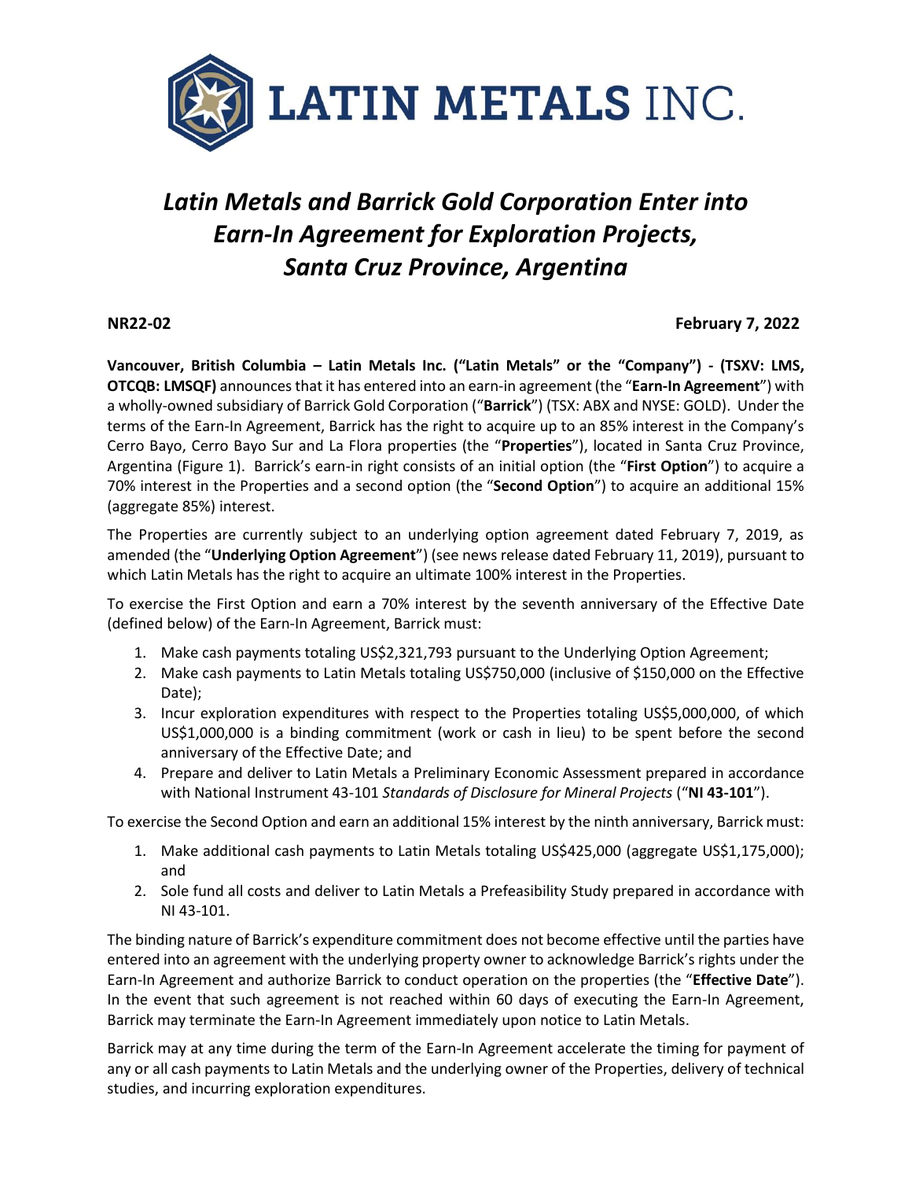# LATIN METALS INC.

## *Latin Metals and Barrick Gold Corporation Enter into Earn-In Agreement for Exploration Projects, Santa Cruz Province, Argentina*

**NR22-02** **February 7, 2022**

**Vancouver, British Columbia – Latin Metals Inc. ("Latin Metals" or the "Company") - (TSXV: LMS, OTCQB: LMSQF)** announces that it has entered into an earn-in agreement (the "**Earn-In Agreement**") with a wholly-owned subsidiary of Barrick Gold Corporation ("**Barrick**") (TSX: ABX and NYSE: GOLD). Under the terms of the Earn-In Agreement, Barrick has the right to acquire up to an 85% interest in the Company's Cerro Bayo, Cerro Bayo Sur and La Flora properties (the "**Properties**"), located in Santa Cruz Province, Argentina (Figure 1). Barrick's earn-in right consists of an initial option (the "**First Option**") to acquire a 70% interest in the Properties and a second option (the "**Second Option**") to acquire an additional 15% (aggregate 85%) interest.

The Properties are currently subject to an underlying option agreement dated February 7, 2019, as amended (the "**Underlying Option Agreement**") (see news release dated February 11, 2019), pursuant to which Latin Metals has the right to acquire an ultimate 100% interest in the Properties.

To exercise the First Option and earn a 70% interest by the seventh anniversary of the Effective Date (defined below) of the Earn-In Agreement, Barrick must:

1. Make cash payments totaling US$2,321,793 pursuant to the Underlying Option Agreement;
2. Make cash payments to Latin Metals totaling US$750,000 (inclusive of $150,000 on the Effective Date);
3. Incur exploration expenditures with respect to the Properties totaling US$5,000,000, of which US$1,000,000 is a binding commitment (work or cash in lieu) to be spent before the second anniversary of the Effective Date; and
4. Prepare and deliver to Latin Metals a Preliminary Economic Assessment prepared in accordance with National Instrument 43-101 *Standards of Disclosure for Mineral Projects* ("**NI 43-101**").

To exercise the Second Option and earn an additional 15% interest by the ninth anniversary, Barrick must:

1. Make additional cash payments to Latin Metals totaling US$425,000 (aggregate US$1,175,000); and
2. Sole fund all costs and deliver to Latin Metals a Prefeasibility Study prepared in accordance with NI 43-101.

The binding nature of Barrick's expenditure commitment does not become effective until the parties have entered into an agreement with the underlying property owner to acknowledge Barrick's rights under the Earn-In Agreement and authorize Barrick to conduct operation on the properties (the "**Effective Date**"). In the event that such agreement is not reached within 60 days of executing the Earn-In Agreement, Barrick may terminate the Earn-In Agreement immediately upon notice to Latin Metals.

Barrick may at any time during the term of the Earn-In Agreement accelerate the timing for payment of any or all cash payments to Latin Metals and the underlying owner of the Properties, delivery of technical studies, and incurring exploration expenditures.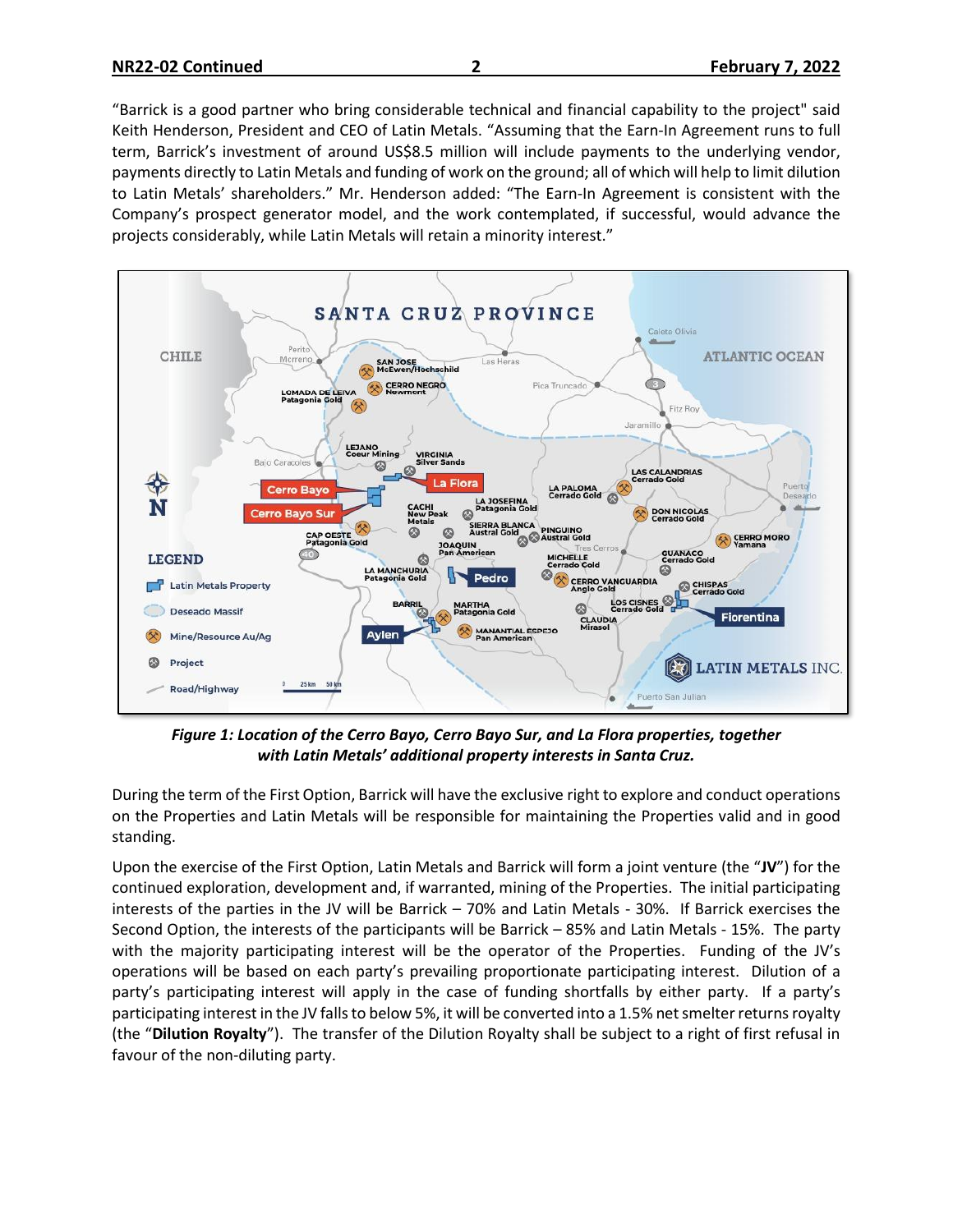"Barrick is a good partner who bring considerable technical and financial capability to the project" said Keith Henderson, President and CEO of Latin Metals. "Assuming that the Earn-In Agreement runs to full term, Barrick's investment of around US$8.5 million will include payments to the underlying vendor, payments directly to Latin Metals and funding of work on the ground; all of which will help to limit dilution to Latin Metals' shareholders." Mr. Henderson added: "The Earn-In Agreement is consistent with the Company's prospect generator model, and the work contemplated, if successful, would advance the projects considerably, while Latin Metals will retain a minority interest."

***Figure 1: Location of the Cerro Bayo, Cerro Bayo Sur, and La Flora properties, together with Latin Metals' additional property interests in Santa Cruz.***

During the term of the First Option, Barrick will have the exclusive right to explore and conduct operations on the Properties and Latin Metals will be responsible for maintaining the Properties valid and in good standing.

Upon the exercise of the First Option, Latin Metals and Barrick will form a joint venture (the "**JV**") for the continued exploration, development and, if warranted, mining of the Properties. The initial participating interests of the parties in the JV will be Barrick – 70% and Latin Metals - 30%. If Barrick exercises the Second Option, the interests of the participants will be Barrick – 85% and Latin Metals - 15%. The party with the majority participating interest will be the operator of the Properties. Funding of the JV's operations will be based on each party's prevailing proportionate participating interest. Dilution of a party's participating interest will apply in the case of funding shortfalls by either party. If a party's participating interest in the JV falls to below 5%, it will be converted into a 1.5% net smelter returns royalty (the "**Dilution Royalty**"). The transfer of the Dilution Royalty shall be subject to a right of first refusal in favour of the non-diluting party.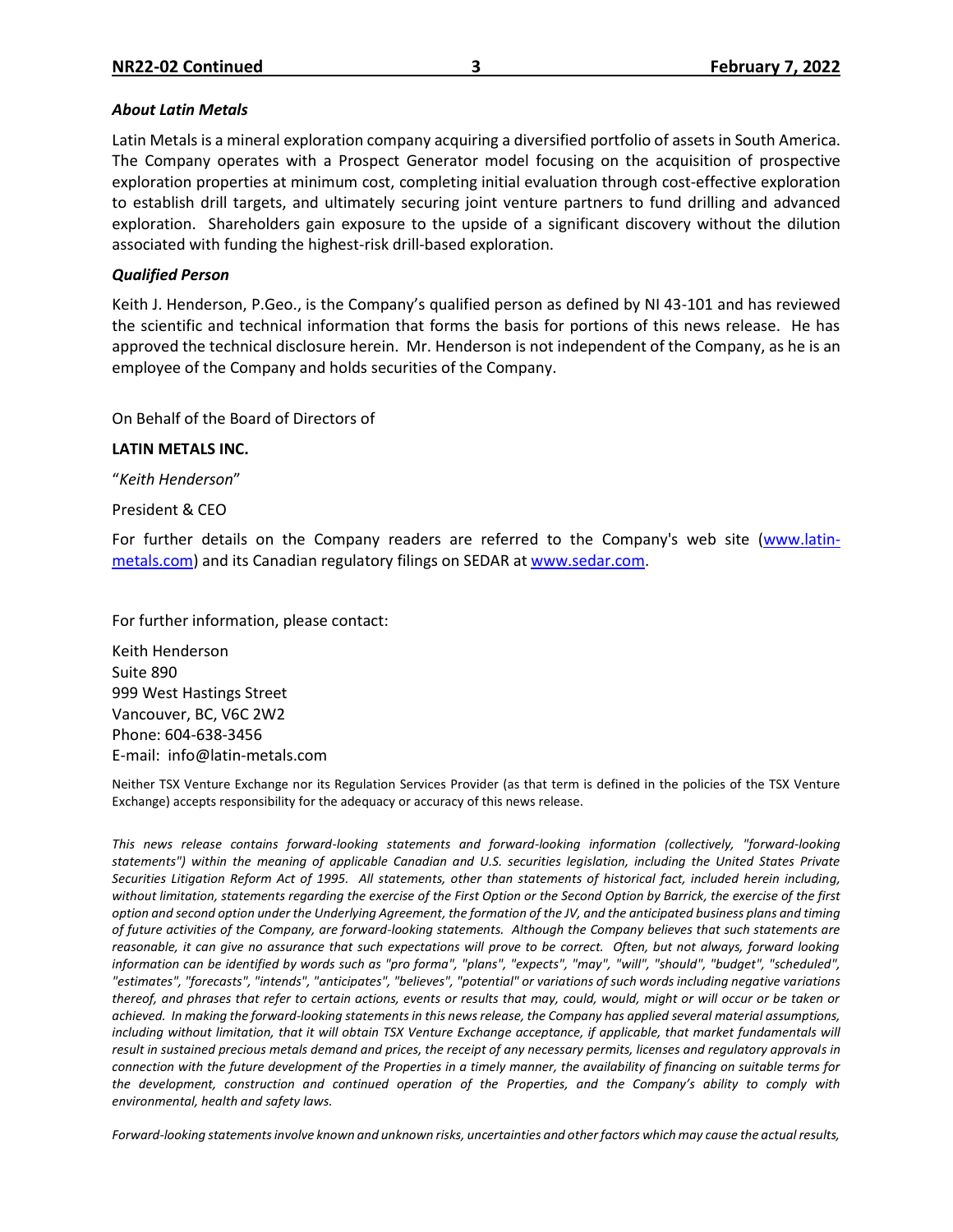### *About Latin Metals*

Latin Metals is a mineral exploration company acquiring a diversified portfolio of assets in South America. The Company operates with a Prospect Generator model focusing on the acquisition of prospective exploration properties at minimum cost, completing initial evaluation through cost-effective exploration to establish drill targets, and ultimately securing joint venture partners to fund drilling and advanced exploration. Shareholders gain exposure to the upside of a significant discovery without the dilution associated with funding the highest-risk drill-based exploration.

### *Qualified Person*

Keith J. Henderson, P.Geo., is the Company's qualified person as defined by NI 43-101 and has reviewed the scientific and technical information that forms the basis for portions of this news release. He has approved the technical disclosure herein. Mr. Henderson is not independent of the Company, as he is an employee of the Company and holds securities of the Company.

On Behalf of the Board of Directors of

**LATIN METALS INC.**

"*Keith Henderson*"

President & CEO

For further details on the Company readers are referred to the Company's web site (www.latin-metals.com) and its Canadian regulatory filings on SEDAR at www.sedar.com.

For further information, please contact:

Keith Henderson
Suite 890
999 West Hastings Street
Vancouver, BC, V6C 2W2
Phone: 604-638-3456
E-mail: info@latin-metals.com

Neither TSX Venture Exchange nor its Regulation Services Provider (as that term is defined in the policies of the TSX Venture Exchange) accepts responsibility for the adequacy or accuracy of this news release.

*This news release contains forward-looking statements and forward-looking information (collectively, "forward-looking statements") within the meaning of applicable Canadian and U.S. securities legislation, including the United States Private Securities Litigation Reform Act of 1995. All statements, other than statements of historical fact, included herein including, without limitation, statements regarding the exercise of the First Option or the Second Option by Barrick, the exercise of the first option and second option under the Underlying Agreement, the formation of the JV, and the anticipated business plans and timing of future activities of the Company, are forward-looking statements. Although the Company believes that such statements are reasonable, it can give no assurance that such expectations will prove to be correct. Often, but not always, forward looking information can be identified by words such as "pro forma", "plans", "expects", "may", "will", "should", "budget", "scheduled", "estimates", "forecasts", "intends", "anticipates", "believes", "potential" or variations of such words including negative variations thereof, and phrases that refer to certain actions, events or results that may, could, would, might or will occur or be taken or achieved. In making the forward-looking statements in this news release, the Company has applied several material assumptions, including without limitation, that it will obtain TSX Venture Exchange acceptance, if applicable, that market fundamentals will result in sustained precious metals demand and prices, the receipt of any necessary permits, licenses and regulatory approvals in connection with the future development of the Properties in a timely manner, the availability of financing on suitable terms for the development, construction and continued operation of the Properties, and the Company's ability to comply with environmental, health and safety laws.*

*Forward-looking statements involve known and unknown risks, uncertainties and other factors which may cause the actual results,*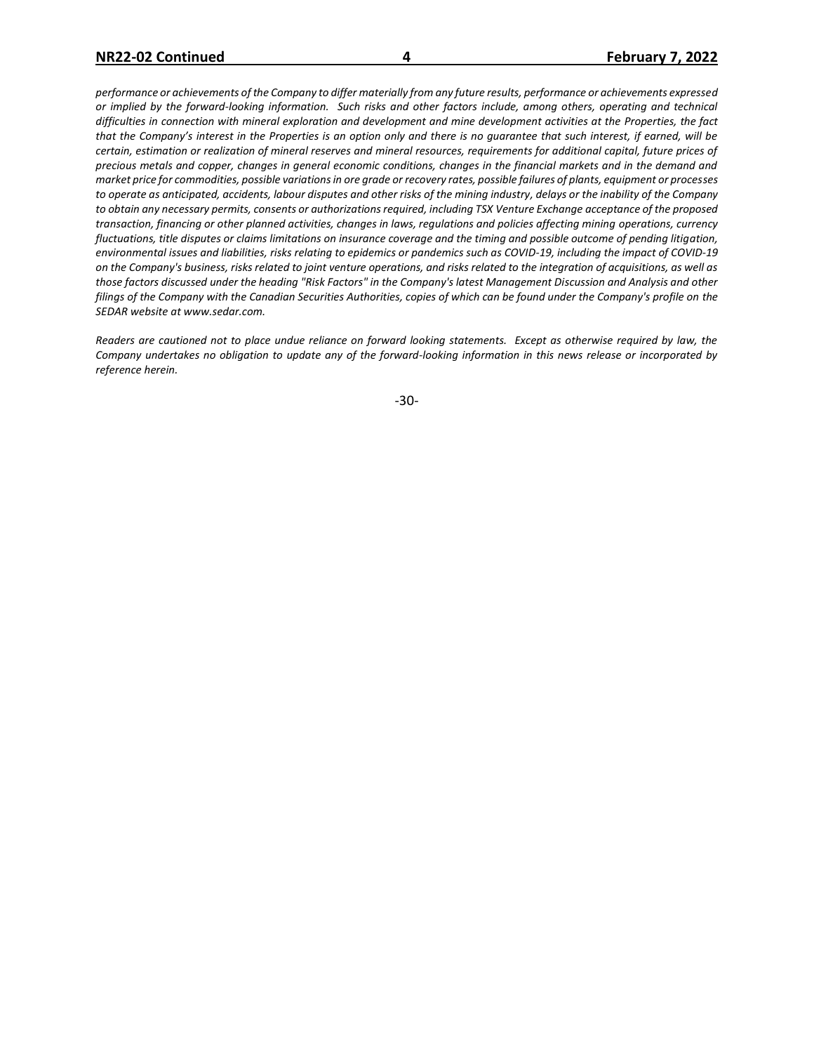*performance or achievements of the Company to differ materially from any future results, performance or achievements expressed or implied by the forward-looking information. Such risks and other factors include, among others, operating and technical difficulties in connection with mineral exploration and development and mine development activities at the Properties, the fact that the Company's interest in the Properties is an option only and there is no guarantee that such interest, if earned, will be certain, estimation or realization of mineral reserves and mineral resources, requirements for additional capital, future prices of precious metals and copper, changes in general economic conditions, changes in the financial markets and in the demand and market price for commodities, possible variations in ore grade or recovery rates, possible failures of plants, equipment or processes to operate as anticipated, accidents, labour disputes and other risks of the mining industry, delays or the inability of the Company to obtain any necessary permits, consents or authorizations required, including TSX Venture Exchange acceptance of the proposed transaction, financing or other planned activities, changes in laws, regulations and policies affecting mining operations, currency fluctuations, title disputes or claims limitations on insurance coverage and the timing and possible outcome of pending litigation, environmental issues and liabilities, risks relating to epidemics or pandemics such as COVID-19, including the impact of COVID-19 on the Company's business, risks related to joint venture operations, and risks related to the integration of acquisitions, as well as those factors discussed under the heading "Risk Factors" in the Company's latest Management Discussion and Analysis and other filings of the Company with the Canadian Securities Authorities, copies of which can be found under the Company's profile on the SEDAR website at www.sedar.com.*

*Readers are cautioned not to place undue reliance on forward looking statements. Except as otherwise required by law, the Company undertakes no obligation to update any of the forward-looking information in this news release or incorporated by reference herein.*

-30-